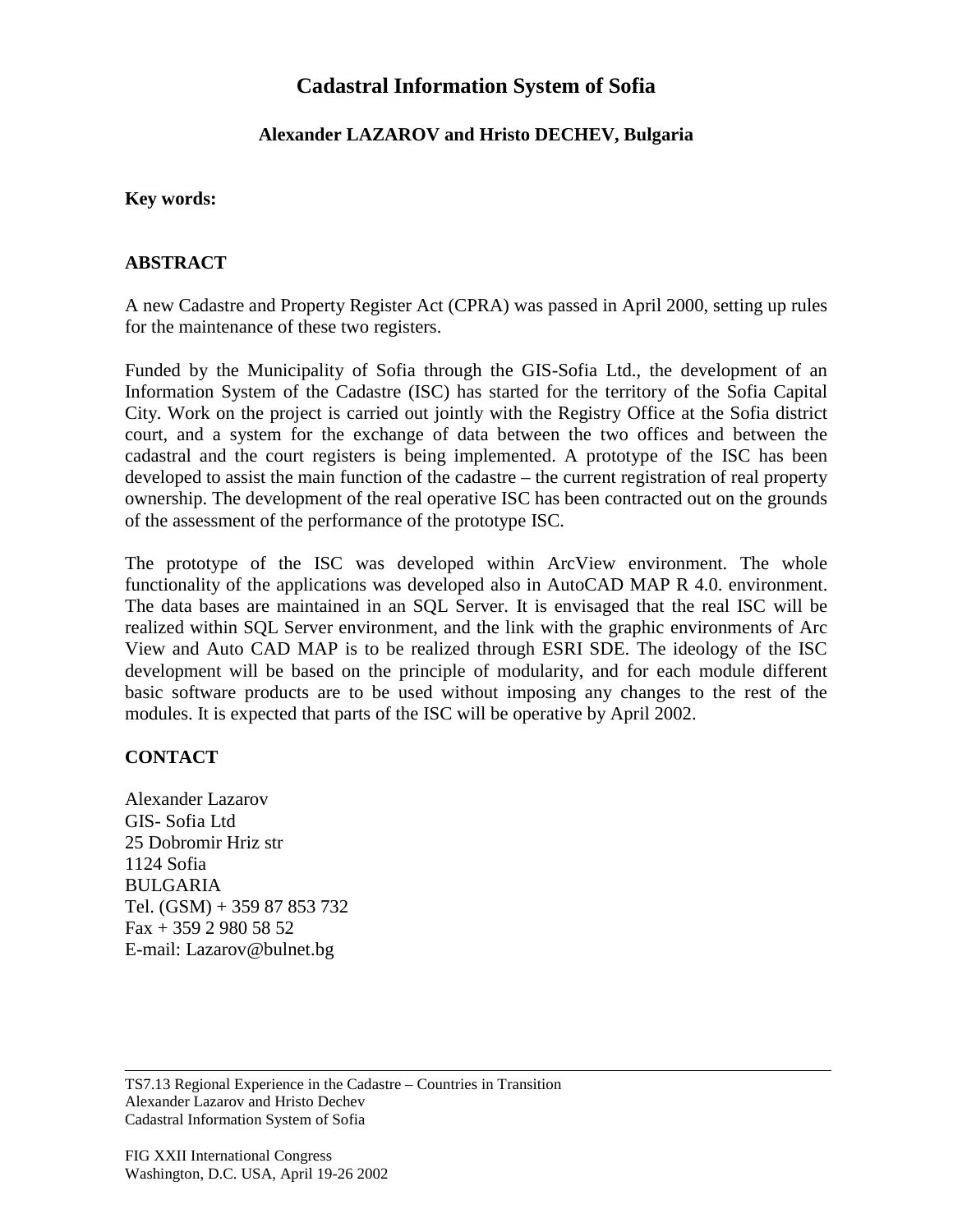# Cadastral Information System of Sofia

**Alexander LAZAROV and Hristo DECHEV, Bulgaria**

**Key words:**

## ABSTRACT

A new Cadastre and Property Register Act (CPRA) was passed in April 2000, setting up rules for the maintenance of these two registers.

Funded by the Municipality of Sofia through the GIS-Sofia Ltd., the development of an Information System of the Cadastre (ISC) has started for the territory of the Sofia Capital City. Work on the project is carried out jointly with the Registry Office at the Sofia district court, and a system for the exchange of data between the two offices and between the cadastral and the court registers is being implemented. A prototype of the ISC has been developed to assist the main function of the cadastre – the current registration of real property ownership. The development of the real operative ISC has been contracted out on the grounds of the assessment of the performance of the prototype ISC.

The prototype of the ISC was developed within ArcView environment. The whole functionality of the applications was developed also in AutoCAD MAP R 4.0. environment. The data bases are maintained in an SQL Server. It is envisaged that the real ISC will be realized within SQL Server environment, and the link with the graphic environments of Arc View and Auto CAD MAP is to be realized through ESRI SDE. The ideology of the ISC development will be based on the principle of modularity, and for each module different basic software products are to be used without imposing any changes to the rest of the modules. It is expected that parts of the ISC will be operative by April 2002.

## CONTACT

Alexander Lazarov
GIS- Sofia Ltd
25 Dobromir Hriz str
1124 Sofia
BULGARIA
Tel. (GSM) + 359 87 853 732
Fax + 359 2 980 58 52
E-mail: Lazarov@bulnet.bg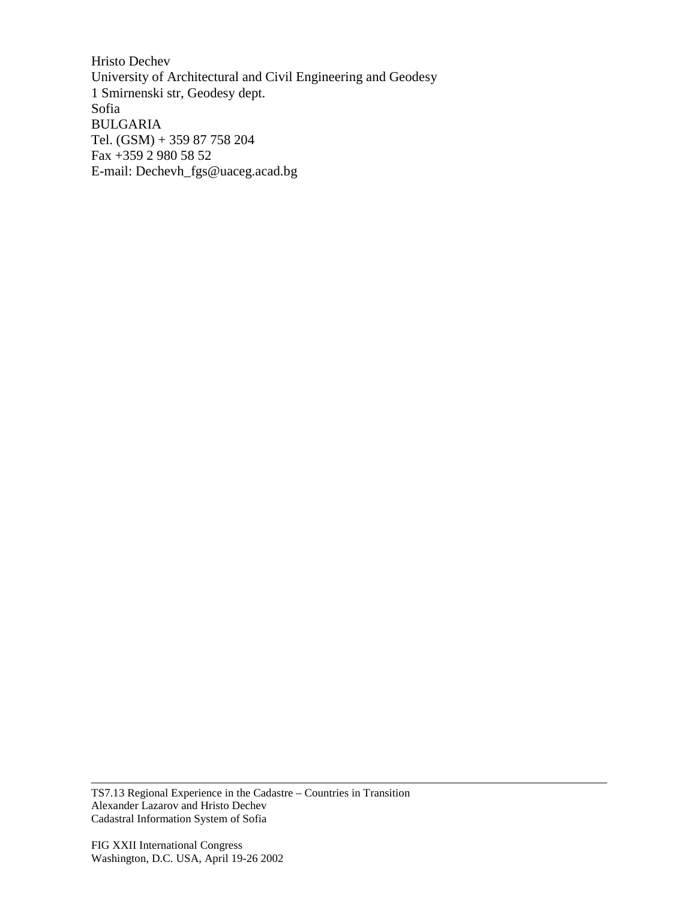Hristo Dechev
University of Architectural and Civil Engineering and Geodesy
1 Smirnenski str, Geodesy dept.
Sofia
BULGARIA
Tel. (GSM) + 359 87 758 204
Fax +359 2 980 58 52
E-mail: Dechevh_fgs@uaceg.acad.bg